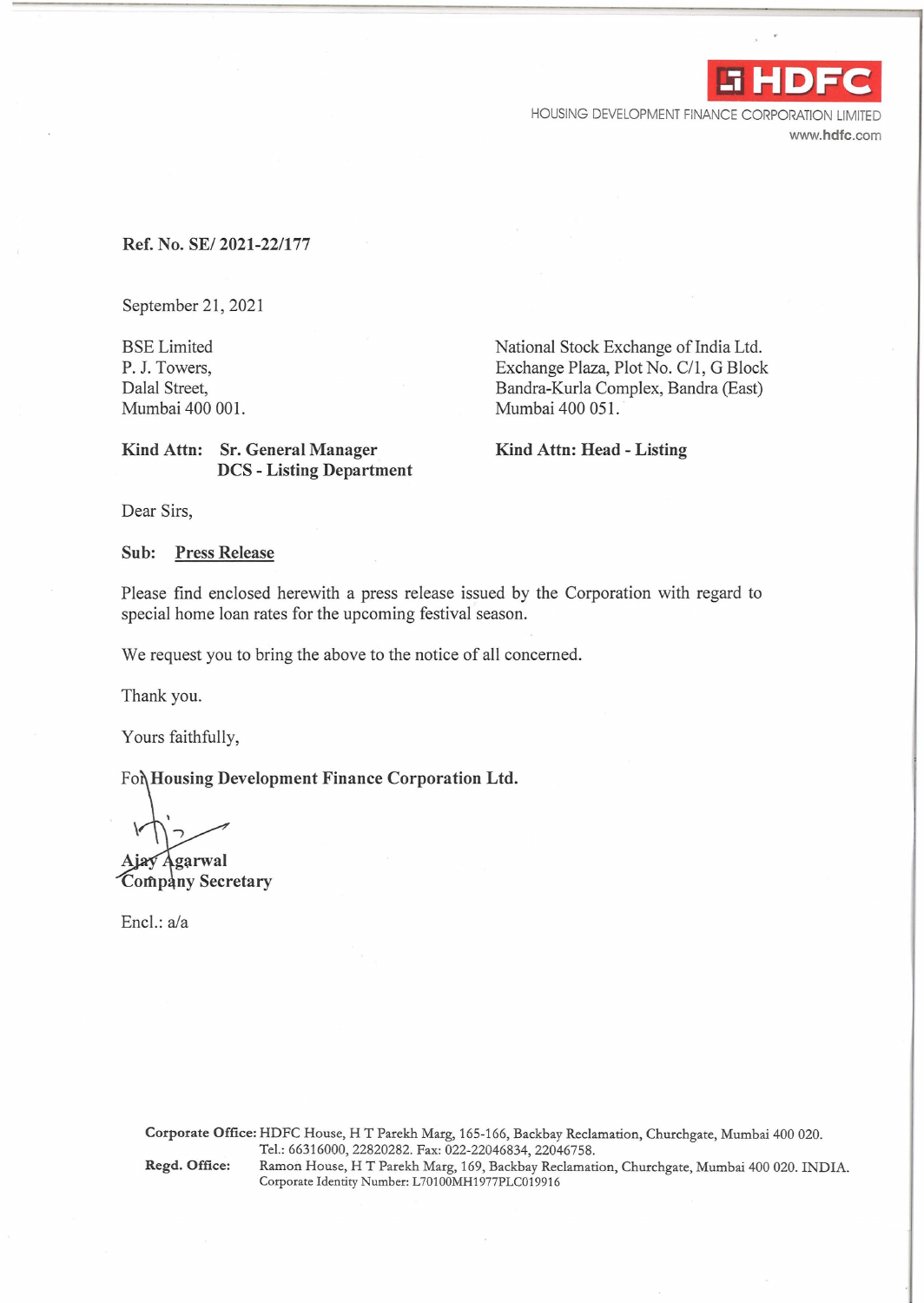HDFC

HOUSING DEVELOPMENT FINANCE CORPORATION LIMITED
www.hdfc.com

**Ref. No. SE/ 2021-22/177**

September 21, 2021

BSE Limited
P. J. Towers,
Dalal Street,
Mumbai 400 001.

**Kind Attn: Sr. General Manager**
**DCS - Listing Department**

National Stock Exchange of India Ltd.
Exchange Plaza, Plot No. C/1, G Block
Bandra-Kurla Complex, Bandra (East)
Mumbai 400 051.

**Kind Attn: Head - Listing**

Dear Sirs,

**Sub: Press Release**

Please find enclosed herewith a press release issued by the Corporation with regard to special home loan rates for the upcoming festival season.

We request you to bring the above to the notice of all concerned.

Thank you.

Yours faithfully,

For **Housing Development Finance Corporation Ltd.**

**Ajay Agarwal**
**Company Secretary**

Encl.: a/a

**Corporate Office:** HDFC House, H T Parekh Marg, 165-166, Backbay Reclamation, Churchgate, Mumbai 400 020. Tel.: 66316000, 22820282. Fax: 022-22046834, 22046758.
**Regd. Office:** Ramon House, H T Parekh Marg, 169, Backbay Reclamation, Churchgate, Mumbai 400 020. INDIA. Corporate Identity Number: L70100MH1977PLC019916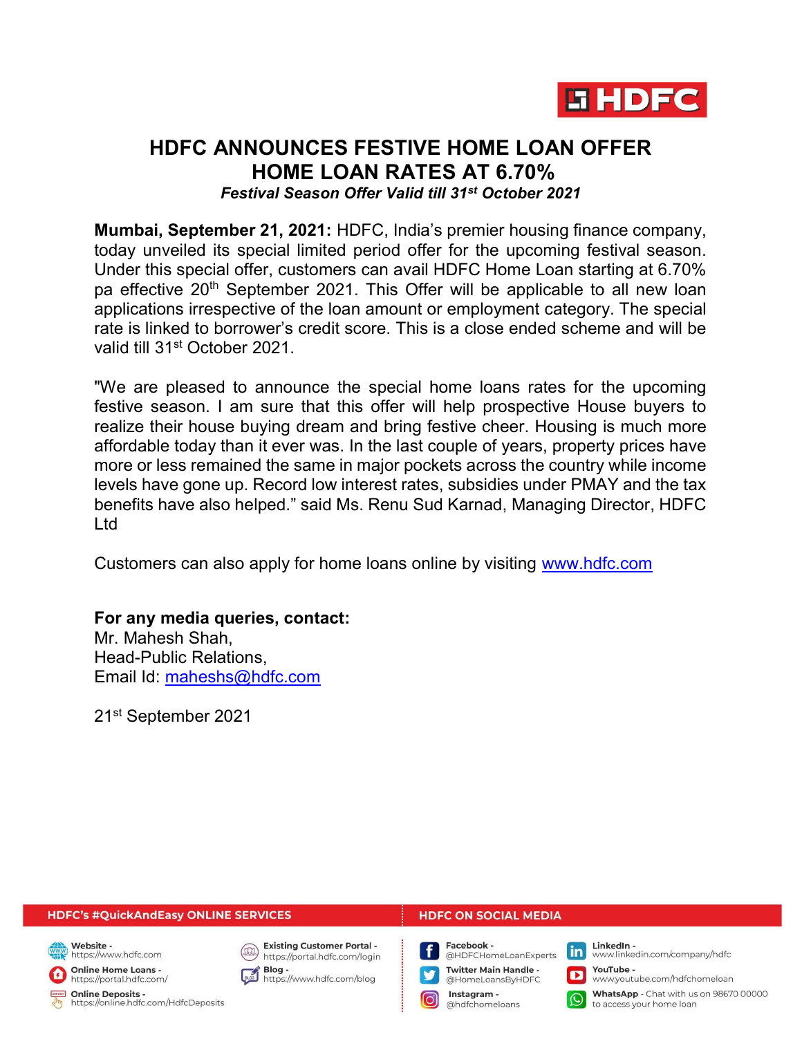# HDFC ANNOUNCES FESTIVE HOME LOAN OFFER
# HOME LOAN RATES AT 6.70%

***Festival Season Offer Valid till 31st October 2021***

**Mumbai, September 21, 2021:** HDFC, India's premier housing finance company, today unveiled its special limited period offer for the upcoming festival season. Under this special offer, customers can avail HDFC Home Loan starting at 6.70% pa effective 20th September 2021. This Offer will be applicable to all new loan applications irrespective of the loan amount or employment category. The special rate is linked to borrower's credit score. This is a close ended scheme and will be valid till 31st October 2021.

"We are pleased to announce the special home loans rates for the upcoming festive season. I am sure that this offer will help prospective House buyers to realize their house buying dream and bring festive cheer. Housing is much more affordable today than it ever was. In the last couple of years, property prices have more or less remained the same in major pockets across the country while income levels have gone up. Record low interest rates, subsidies under PMAY and the tax benefits have also helped." said Ms. Renu Sud Karnad, Managing Director, HDFC Ltd

Customers can also apply for home loans online by visiting www.hdfc.com

**For any media queries, contact:**
Mr. Mahesh Shah,
Head-Public Relations,
Email Id: maheshs@hdfc.com

21st September 2021

**HDFC's #QuickAndEasy ONLINE SERVICES**

- **Website** - https://www.hdfc.com
- **Online Home Loans** - https://portal.hdfc.com/
- **Online Deposits** - https://online.hdfc.com/HdfcDeposits
- **Existing Customer Portal** - https://portal.hdfc.com/login
- **Blog** - https://www.hdfc.com/blog

**HDFC ON SOCIAL MEDIA**

- **Facebook** - @HDFCHomeLoanExperts
- **Twitter Main Handle** - @HomeLoansByHDFC
- **Instagram** - @hdfchomeloans
- **LinkedIn** - www.linkedin.com/company/hdfc
- **YouTube** - www.youtube.com/hdfchomeloan
- **WhatsApp** - Chat with us on 98670 00000 to access your home loan